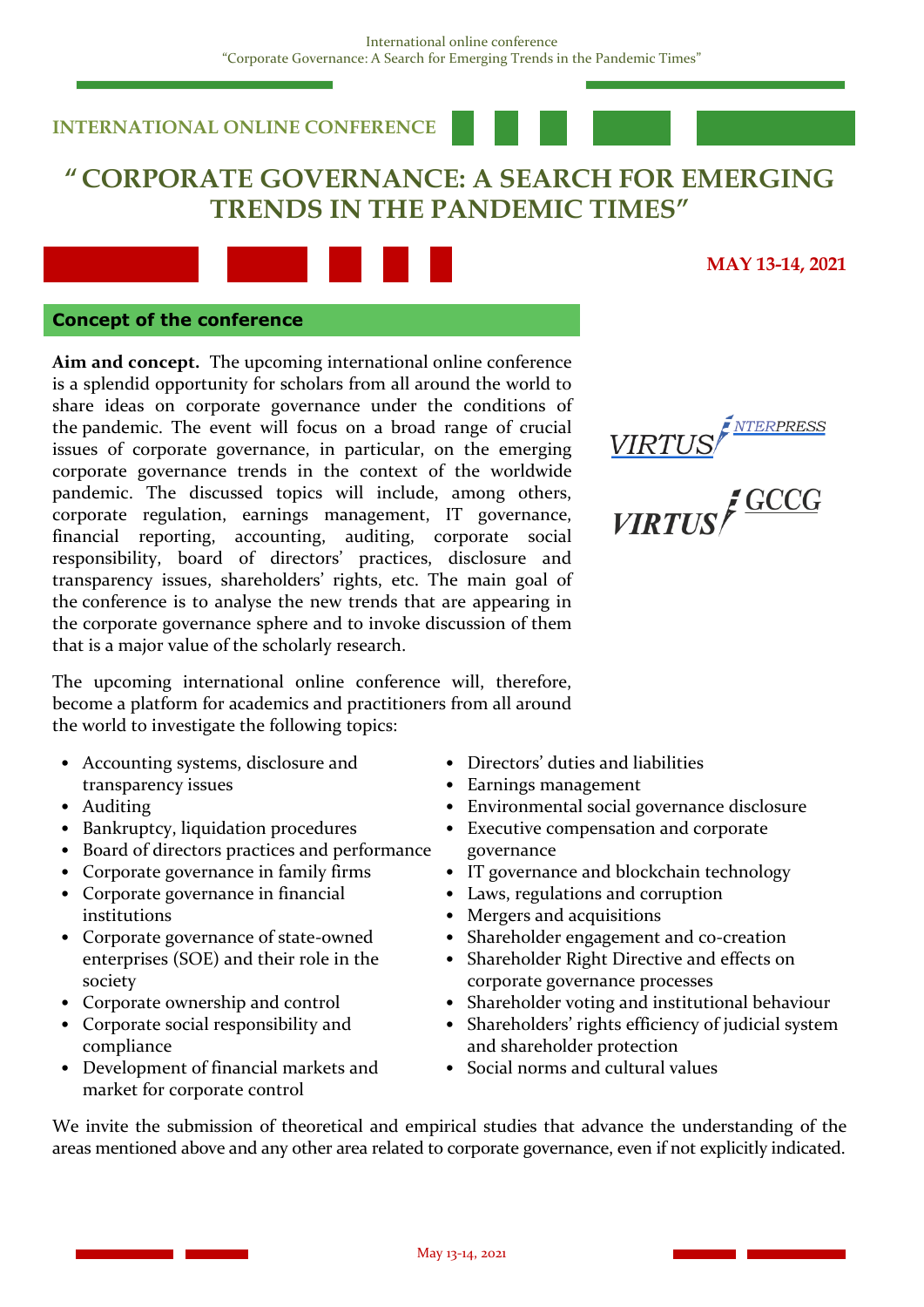**INTERNATIONAL ONLINE CONFERENCE**

# " CORPORATE GOVERNANCE: A SEARCH FOR EMERGING TRENDS IN THE PANDEMIC TIMES"

**MAY 13-14, 2021**

VIRTUS INTERPRESS

VIRTUS GCCG

## Concept of the conference

**Aim and concept.** The upcoming international online conference is a splendid opportunity for scholars from all around the world to share ideas on corporate governance under the conditions of the pandemic. The event will focus on a broad range of crucial issues of corporate governance, in particular, on the emerging corporate governance trends in the context of the worldwide pandemic. The discussed topics will include, among others, corporate regulation, earnings management, IT governance, financial reporting, accounting, auditing, corporate social responsibility, board of directors' practices, disclosure and transparency issues, shareholders' rights, etc. The main goal of the conference is to analyse the new trends that are appearing in the corporate governance sphere and to invoke discussion of them that is a major value of the scholarly research.

The upcoming international online conference will, therefore, become a platform for academics and practitioners from all around the world to investigate the following topics:

- Accounting systems, disclosure and transparency issues
- Auditing
- Bankruptcy, liquidation procedures
- Board of directors practices and performance
- Corporate governance in family firms
- Corporate governance in financial institutions
- Corporate governance of state-owned enterprises (SOE) and their role in the society
- Corporate ownership and control
- Corporate social responsibility and compliance
- Development of financial markets and market for corporate control
- Directors' duties and liabilities
- Earnings management
- Environmental social governance disclosure
- Executive compensation and corporate governance
- IT governance and blockchain technology
- Laws, regulations and corruption
- Mergers and acquisitions
- Shareholder engagement and co-creation
- Shareholder Right Directive and effects on corporate governance processes
- Shareholder voting and institutional behaviour
- Shareholders' rights efficiency of judicial system and shareholder protection
- Social norms and cultural values

We invite the submission of theoretical and empirical studies that advance the understanding of the areas mentioned above and any other area related to corporate governance, even if not explicitly indicated.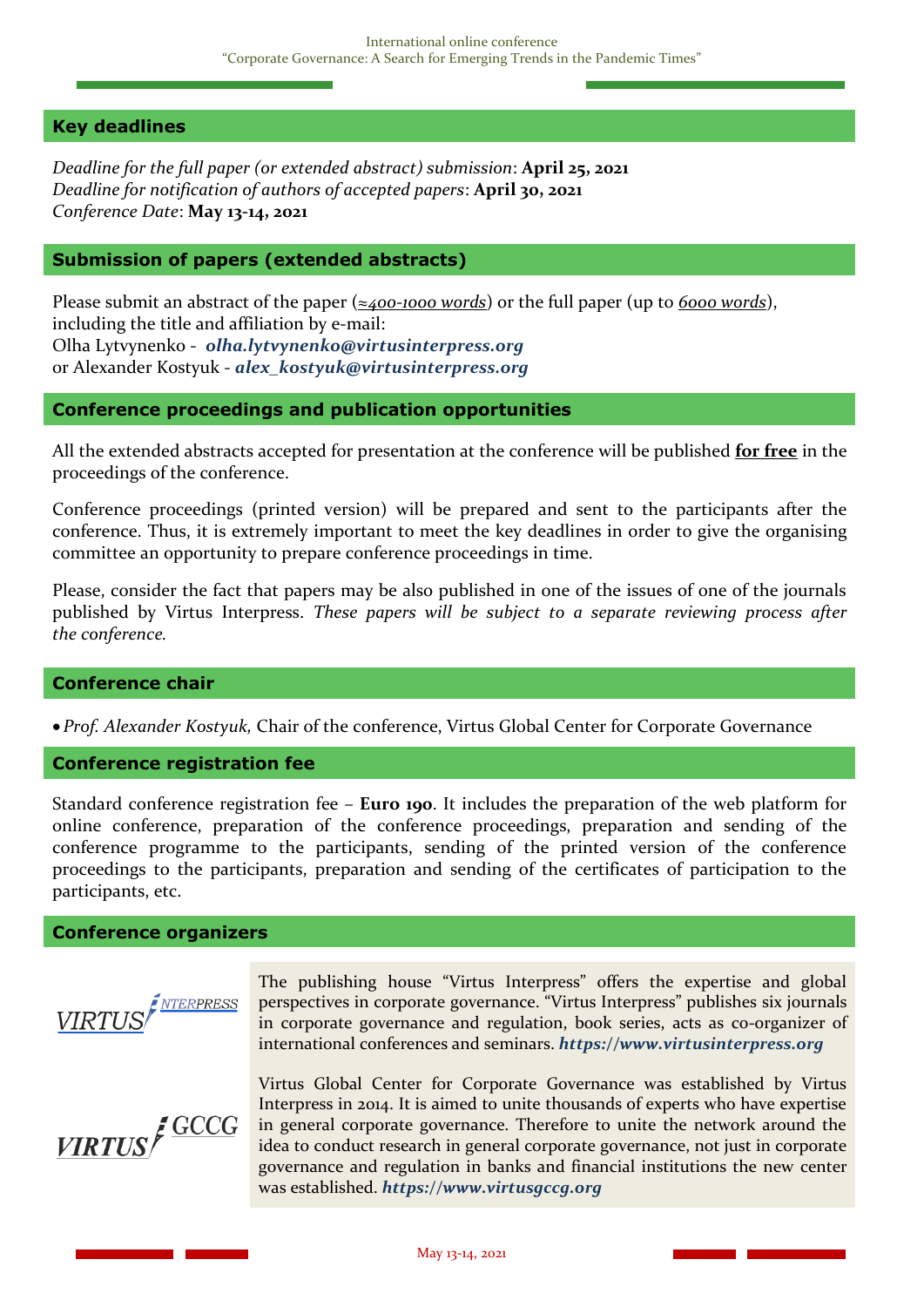## Key deadlines

*Deadline for the full paper (or extended abstract) submission*: **April 25, 2021**
*Deadline for notification of authors of accepted papers*: **April 30, 2021**
*Conference Date*: **May 13-14, 2021**

## Submission of papers (extended abstracts)

Please submit an abstract of the paper (*≈400-1000 words*) or the full paper (up to *6000 words*), including the title and affiliation by e-mail:
Olha Lytvynenko - ***olha.lytvynenko@virtusinterpress.org***
or Alexander Kostyuk - ***alex_kostyuk@virtusinterpress.org***

## Conference proceedings and publication opportunities

All the extended abstracts accepted for presentation at the conference will be published **for free** in the proceedings of the conference.

Conference proceedings (printed version) will be prepared and sent to the participants after the conference. Thus, it is extremely important to meet the key deadlines in order to give the organising committee an opportunity to prepare conference proceedings in time.

Please, consider the fact that papers may be also published in one of the issues of one of the journals published by Virtus Interpress. *These papers will be subject to a separate reviewing process after the conference.*

## Conference chair

- *Prof. Alexander Kostyuk,* Chair of the conference, Virtus Global Center for Corporate Governance

## Conference registration fee

Standard conference registration fee – **Euro 190**. It includes the preparation of the web platform for online conference, preparation of the conference proceedings, preparation and sending of the conference programme to the participants, sending of the printed version of the conference proceedings to the participants, preparation and sending of the certificates of participation to the participants, etc.

## Conference organizers

VIRTUS INTERPRESS

The publishing house "Virtus Interpress" offers the expertise and global perspectives in corporate governance. "Virtus Interpress" publishes six journals in corporate governance and regulation, book series, acts as co-organizer of international conferences and seminars. ***https://www.virtusinterpress.org***

VIRTUS GCCG

Virtus Global Center for Corporate Governance was established by Virtus Interpress in 2014. It is aimed to unite thousands of experts who have expertise in general corporate governance. Therefore to unite the network around the idea to conduct research in general corporate governance, not just in corporate governance and regulation in banks and financial institutions the new center was established. ***https://www.virtusgccg.org***